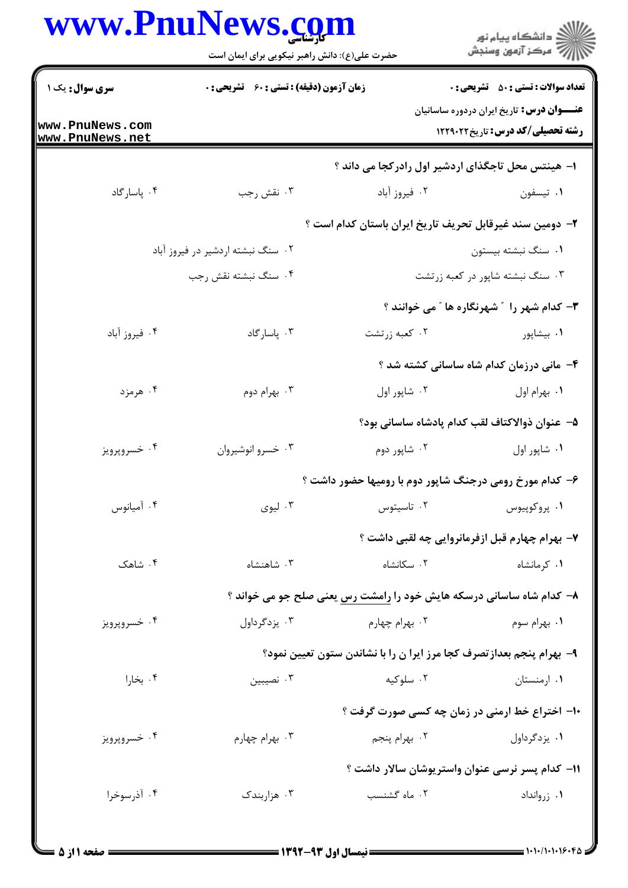**سری سوال:** یک ۱ | **زمان آزمون (دقیقه) : تستی : ۶۰ تشریحی : ۰** | **تعداد سوالات : تستی : ۵۰ تشریحی : ۰**

**عنـــوان درس:** تاریخ ایران دردوره ساسانیان

**رشته تحصیلی/کد درس:** تاریخ ۱۲۲۹۰۲۲

۱- هینتس محل تاجگذای اردشیر اول رادرکجا می داند ؟

۱. تیسفون ۲. فیروز آباد ۳. نقش رجب ۴. پاسارگاد

۲- دومین سند غیرقابل تحریف تاریخ ایران باستان کدام است ؟

۱. سنگ نبشته بیستون
۲. سنگ نبشته اردشیر در فیروز آباد
۳. سنگ نبشته شاپور در کعبه زرتشت
۴. سنگ نبشته نقش رجب

۳- کدام شهر را " شهرنگاره ها " می خوانند ؟

۱. بیشاپور ۲. کعبه زرتشت ۳. پاسارگاد ۴. فیروز آباد

۴- مانی درزمان کدام شاه ساسانی کشته شد ؟

۱. بهرام اول ۲. شاپور اول ۳. بهرام دوم ۴. هرمزد

۵- عنوان ذوالاکتاف لقب کدام پادشاه ساسانی بود؟

۱. شاپور اول ۲. شاپور دوم ۳. خسرو انوشیروان ۴. خسروپرویز

۶- کدام مورخ رومی درجنگ شاپور دوم با رومیها حضور داشت ؟

۱. پروکوپیوس ۲. تاسیتوس ۳. لیوی ۴. آمیانوس

۷- بهرام چهارم قبل ازفرمانروایی چه لقبی داشت ؟

۱. کرمانشاه ۲. سکانشاه ۳. شاهنشاه ۴. شاهک

۸- کدام شاه ساسانی درسکه هایش خود را رامشت رس یعنی صلح جو می خواند ؟

۱. بهرام سوم ۲. بهرام چهارم ۳. یزدگرداول ۴. خسروپرویز

۹- بهرام پنجم بعدازتصرف کجا مرز ایرا ن را با نشاندن ستون تعیین نمود؟

۱. ارمنستان ۲. سلوکیه ۳. نصیبین ۴. بخارا

۱۰- اختراع خط ارمنی در زمان چه کسی صورت گرفت ؟

۱. یزدگرداول ۲. بهرام پنجم ۳. بهرام چهارم ۴. خسروپرویز

۱۱- کدام پسر نرسی عنوان واستریوشان سالار داشت ؟

۱. زروانداد ۲. ماه گشنسب ۳. هزاربندک ۴. آذرسوخرا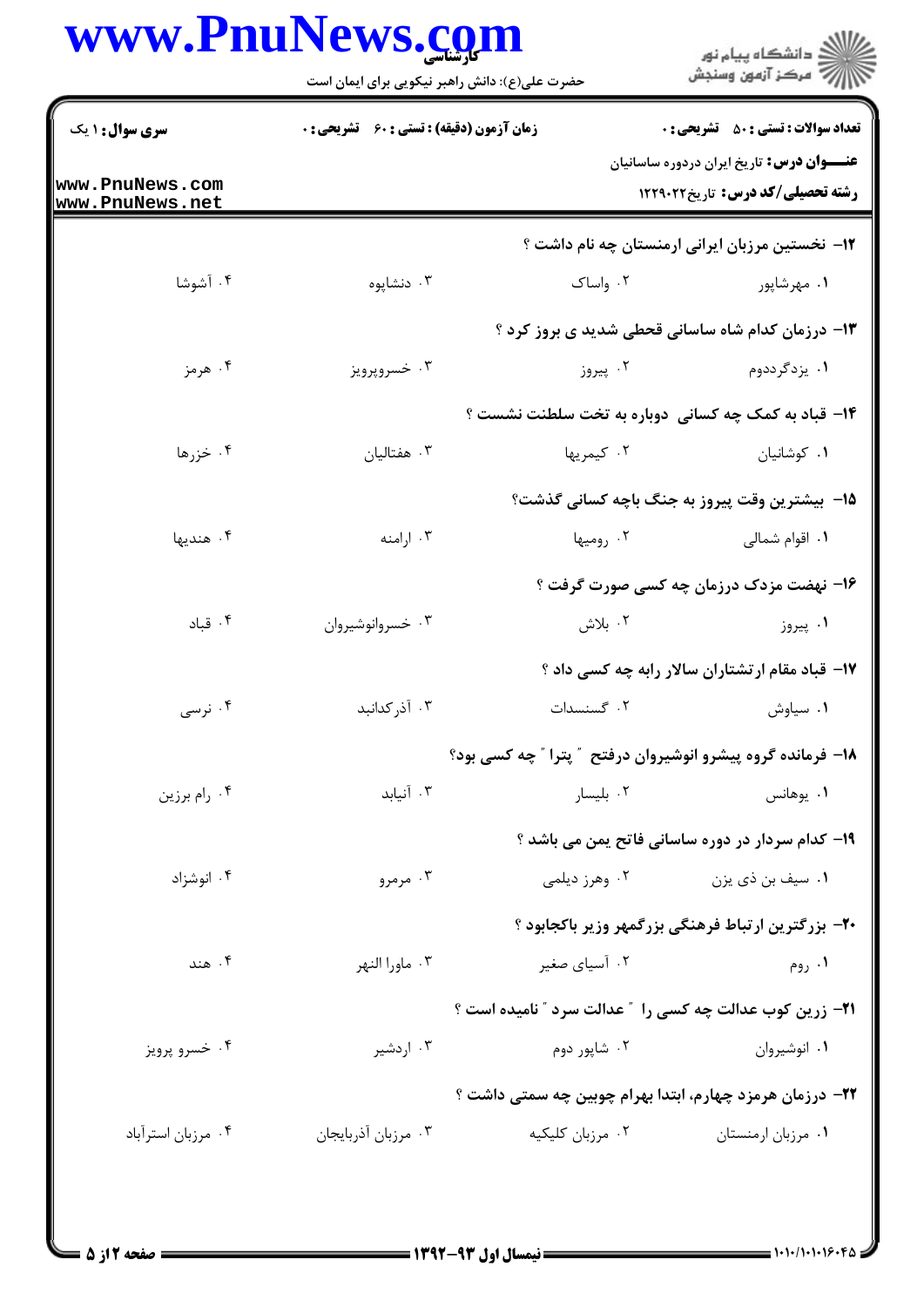۱۲- نخستین مرزبان ایرانی ارمنستان چه نام داشت ؟

۱. مهرشاپور
۲. واساک
۳. دنشاپوه
۴. آشوشا

۱۳- درزمان کدام شاه ساسانی قحطی شدید ی بروز کرد ؟

۱. یزدگردوم
۲. پیروز
۳. خسروپرویز
۴. هرمز

۱۴- قباد به کمک چه کسانی دوباره به تخت سلطنت نشست ؟

۱. کوشانیان
۲. کیمریها
۳. هفتالیان
۴. خزرها

۱۵- بیشترین وقت پیروز به جنگ باچه کسانی گذشت؟

۱. اقوام شمالی
۲. رومیها
۳. ارامنه
۴. هندیها

۱۶- نهضت مزدک درزمان چه کسی صورت گرفت ؟

۱. پیروز
۲. بلاش
۳. خسروانوشیروان
۴. قباد

۱۷- قباد مقام ارتشتاران سالار رابه چه کسی داد ؟

۱. سیاوش
۲. گسنسدات
۳. آذرکدانبد
۴. نرسی

۱۸- فرمانده گروه پیشرو انوشیروان درفتح " پترا " چه کسی بود؟

۱. یوهانس
۲. بلیسار
۳. آنیابد
۴. رام برزین

۱۹- کدام سردار در دوره ساسانی فاتح یمن می باشد ؟

۱. سیف بن ذی یزن
۲. وهرز دیلمی
۳. مرمرو
۴. انوشزاد

۲۰- بزرگترین ارتباط فرهنگی بزرگمهر وزیر باکجابود ؟

۱. روم
۲. آسیای صغیر
۳. ماورا النهر
۴. هند

۲۱- زرین کوب عدالت چه کسی را " عدالت سرد " نامیده است ؟

۱. انوشیروان
۲. شاپور دوم
۳. اردشیر
۴. خسرو پرویز

۲۲- درزمان هرمزد چهارم، ابتدا بهرام چوبین چه سمتی داشت ؟

۱. مرزبان ارمنستان
۲. مرزبان کلیکیه
۳. مرزبان آذربایجان
۴. مرزبان استرآباد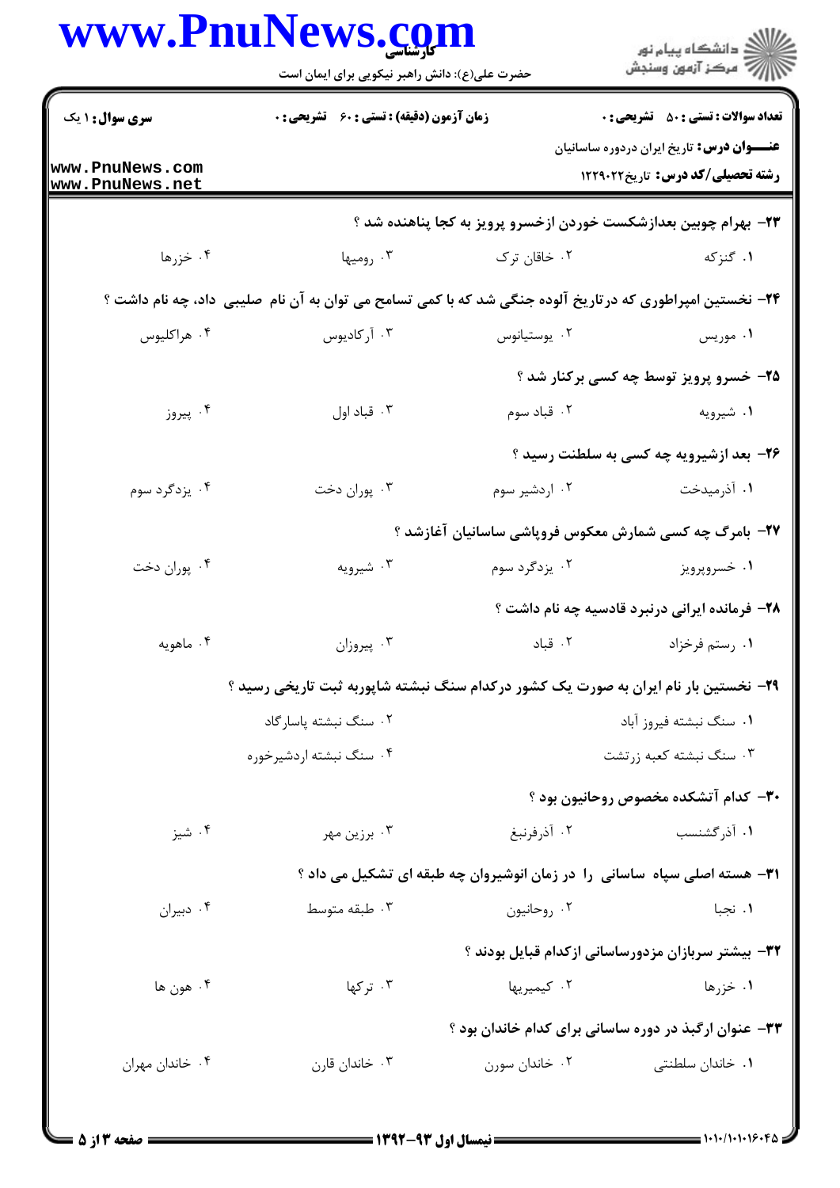**سری سوال:** ۱ یک

**زمان آزمون (دقیقه) : تستی : ۶۰ تشریحی : ۰**

**تعداد سوالات : تستی : ۵۰ تشریحی : ۰**

**عنـــوان درس:** تاریخ ایران دردوره ساسانیان

**رشته تحصیلی/کد درس:** تاریخ۱۲۲۹۰۲۲

**۲۳-** بهرام چوبین بعدازشکست خوردن ازخسرو پرویز به کجا پناهنده شد ؟

۱. گنزکه ۲. خاقان ترک ۳. رومیها ۴. خزرها

**۲۴-** نخستین امپراطوری که درتاریخ آلوده جنگی شد که با کمی تسامح می توان به آن نام صلیبی داد، چه نام داشت ؟

۱. موریس ۲. یوستیانوس ۳. آرکادیوس ۴. هراکلیوس

**۲۵-** خسرو پرویز توسط چه کسی برکنار شد ؟

۱. شیرویه ۲. قباد سوم ۳. قباد اول ۴. پیروز

**۲۶-** بعد ازشیرویه چه کسی به سلطنت رسید ؟

۱. آذرمیدخت ۲. اردشیر سوم ۳. پوران دخت ۴. یزدگرد سوم

**۲۷-** بامرگ چه کسی شمارش معکوس فروپاشی ساسانیان آغازشد ؟

۱. خسروپرویز ۲. یزدگرد سوم ۳. شیرویه ۴. پوران دخت

**۲۸-** فرمانده ایرانی درنبرد قادسیه چه نام داشت ؟

۱. رستم فرخزاد ۲. قباد ۳. پیروزان ۴. ماهویه

**۲۹-** نخستین بار نام ایران به صورت یک کشور درکدام سنگ نبشته شاپوربه ثبت تاریخی رسید ؟

۱. سنگ نبشته فیروز آباد ۲. سنگ نبشته پاسارگاد

۳. سنگ نبشته کعبه زرتشت ۴. سنگ نبشته اردشیرخوره

**۳۰-** کدام آتشکده مخصوص روحانیون بود ؟

۱. آذرگشنسب ۲. آذرفرنبغ ۳. برزین مهر ۴. شیز

**۳۱-** هسته اصلی سپاه ساسانی را در زمان انوشیروان چه طبقه ای تشکیل می داد ؟

۱. نجبا ۲. روحانیون ۳. طبقه متوسط ۴. دبیران

**۳۲-** بیشتر سربازان مزدورساسانی ازکدام قبایل بودند ؟

۱. خزرها ۲. کیمیریها ۳. ترکها ۴. هون ها

**۳۳-** عنوان ارگبذ در دوره ساسانی برای کدام خاندان بود ؟

۱. خاندان سلطنتی ۲. خاندان سورن ۳. خاندان قارن ۴. خاندان مهران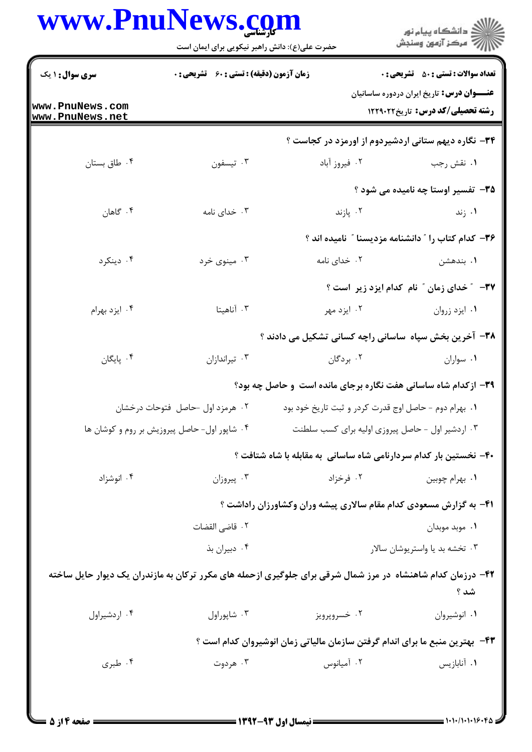**سری سوال:** ۱ یک

**زمان آزمون (دقیقه) : تستی :** ۶۰ **تشریحی :** ۰

**تعداد سوالات : تستی :** ۵۰ **تشریحی :** ۰

**عنـــوان درس:** تاریخ ایران دردوره ساسانیان

**رشته تحصیلی/کد درس:** تاریخ۱۲۲۹۰۲۲

**۳۴- نگاره دیهم ستانی اردشیردوم از اورمزد در کجاست ؟**

۱. نقش رجب
۲. فیروز آباد
۳. تیسفون
۴. طاق بستان

**۳۵- تفسیر اوستا چه نامیده می شود ؟**

۱. زند
۲. پازند
۳. خدای نامه
۴. گاهان

**۳۶- کدام کتاب را " دانشنامه مزدیسنا " نامیده اند ؟**

۱. بندهشن
۲. خدای نامه
۳. مینوی خرد
۴. دینکرد

**۳۷- " خدای زمان " نام کدام ایزد زیر است ؟**

۱. ایزد زروان
۲. ایزد مهر
۳. آناهیتا
۴. ایزد بهرام

**۳۸- آخرین بخش سپاه ساسانی راچه کسانی تشکیل می دادند ؟**

۱. سواران
۲. بردگان
۳. تیراندازان
۴. پایگان

**۳۹- ازکدام شاه ساسانی هفت نگاره برجای مانده است و حاصل چه بود؟**

۱. بهرام دوم - حاصل اوج قدرت کردر و ثبت تاریخ خود بود
۲. هرمزد اول -حاصل فتوحات درخشان
۳. اردشیر اول - حاصل پیروزی اولیه برای کسب سلطنت
۴. شاپور اول- حاصل پیروزیش بر روم و کوشان ها

**۴۰- نخستین بار کدام سردارنامی شاه ساسانی به مقابله با شاه شتافت ؟**

۱. بهرام چوبین
۲. فرخزاد
۳. پیروزان
۴. انوشزاد

**۴۱- به گزارش مسعودی کدام مقام سالاری پیشه وران وکشاورزان راداشت ؟**

۱. موبد موبدان
۲. قاضی القضات
۳. تخشه بد یا واستریوشان سالار
۴. دبیران بذ

**۴۲- درزمان کدام شاهنشاه در مرز شمال شرقی برای جلوگیری ازحمله های مکرر ترکان به مازندران یک دیوار حایل ساخته شد ؟**

۱. انوشیروان
۲. خسروپرویز
۳. شاپوراول
۴. اردشیراول

**۴۳- بهترین منبع ما برای اندام گرفتن سازمان مالیاتی زمان انوشیروان کدام است ؟**

۱. آنابازیس
۲. آمیانوس
۳. هردوت
۴. طبری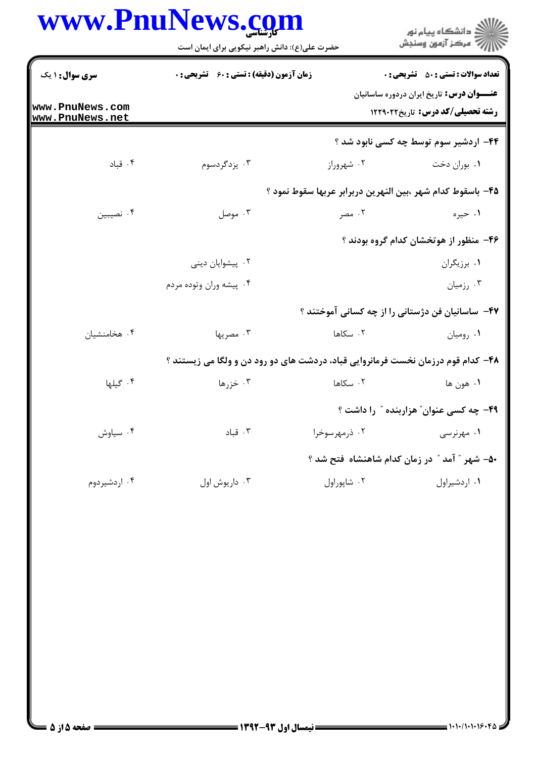**۴۴- اردشیر سوم توسط چه کسی نابود شد ؟**

۱. بوران دخت
۲. شهروراز
۳. یزدگردسوم
۴. قباد

**۴۵- باسقوط کدام شهر ،بین النهرین دربرابر عربها سقوط نمود ؟**

۱. حیره
۲. مصر
۳. موصل
۴. نصیبین

**۴۶- منظور از هوتخشان کدام گروه بودند ؟**

۱. برزیگران
۲. پیشوایان دینی
۳. رزمیان
۴. پیشه وران وتوده مردم

**۴۷- ساسانیان فن دژستانی را از چه کسانی آموختند ؟**

۱. رومیان
۲. سکاها
۳. مصریها
۴. هخامنشیان

**۴۸- کدام قوم درزمان نخست فرمانروایی قباد، دردشت های دو رود دن و ولگا می زیستند ؟**

۱. هون ها
۲. سکاها
۳. خزرها
۴. گیلها

**۴۹- چه کسی عنوان" هزاربنده " را داشت ؟**

۱. مهرنرسی
۲. ذرمهرسوخرا
۳. قباد
۴. سیاوش

**۵۰- شهر " آمد " در زمان کدام شاهنشاه فتح شد ؟**

۱. اردشیراول
۲. شاپوراول
۳. داریوش اول
۴. اردشیردوم